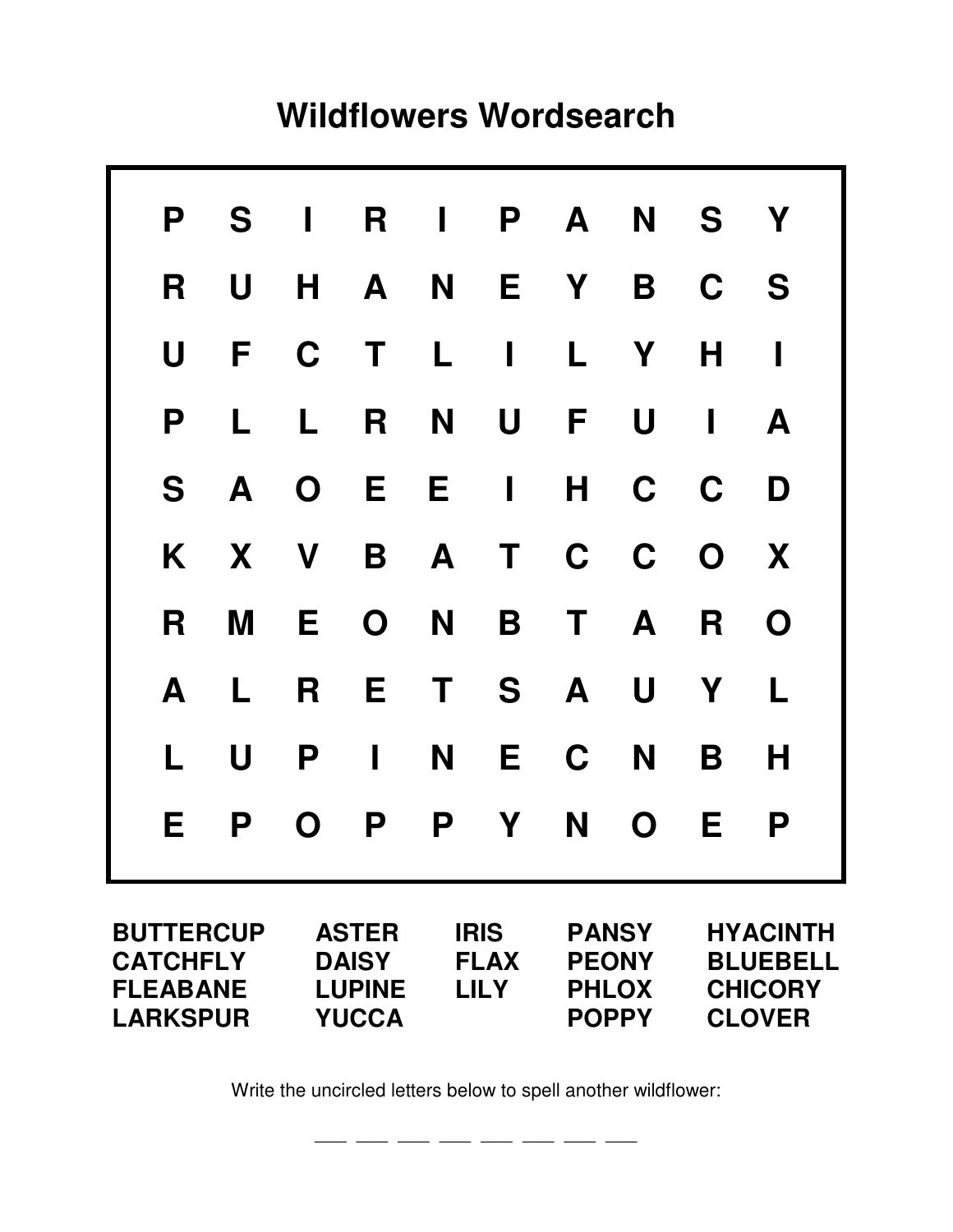# Wildflowers Wordsearch

| | | | | | | | | | |
|---|---|---|---|---|---|---|---|---|---|
| P | S | I | R | I | P | A | N | S | Y |
| R | U | H | A | N | E | Y | B | C | S |
| U | F | C | T | L | I | L | Y | H | I |
| P | L | L | R | N | U | F | U | I | A |
| S | A | O | E | E | I | H | C | C | D |
| K | X | V | B | A | T | C | C | O | X |
| R | M | E | O | N | B | T | A | R | O |
| A | L | R | E | T | S | A | U | Y | L |
| L | U | P | I | N | E | C | N | B | H |
| E | P | O | P | P | Y | N | O | E | P |

| | | | | |
|---|---|---|---|---|
| **BUTTERCUP** | **ASTER** | **IRIS** | **PANSY** | **HYACINTH** |
| **CATCHFLY** | **DAISY** | **FLAX** | **PEONY** | **BLUEBELL** |
| **FLEABANE** | **LUPINE** | **LILY** | **PHLOX** | **CHICORY** |
| **LARKSPUR** | **YUCCA** | | **POPPY** | **CLOVER** |

Write the uncircled letters below to spell another wildflower:

\_\_ \_\_ \_\_ \_\_ \_\_ \_\_ \_\_ \_\_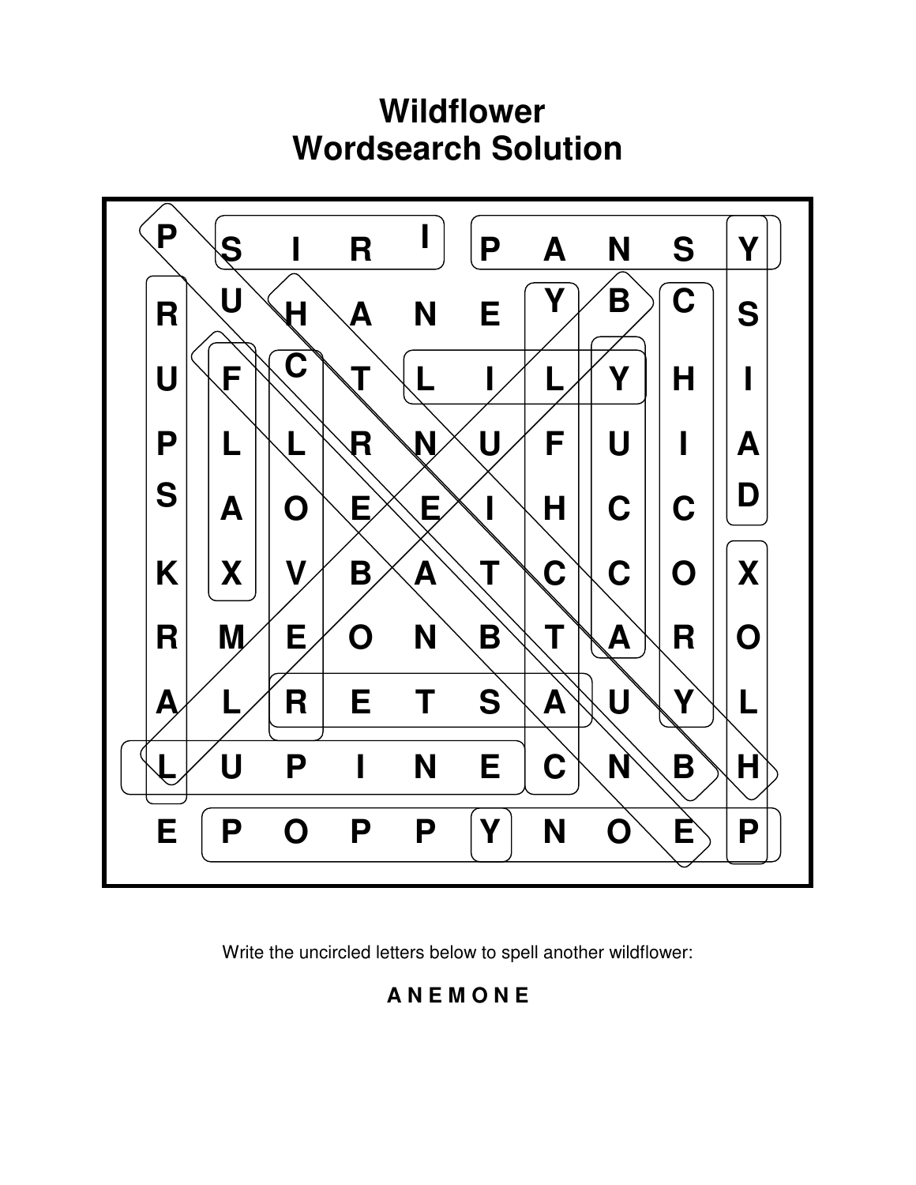# Wildflower Wordsearch Solution

| | | | | | | | | |
|---|---|---|---|---|---|---|---|---|
| P | S | I | R | I | P | A | N | S | Y |
| R | U | H | A | N | E | Y | B | C | S |
| U | F | C | T | L | I | L | Y | H | I |
| P | L | L | R | N | U | F | U | I | A |
| S | A | O | E | E | I | H | C | C | D |
| K | X | V | B | A | T | C | C | O | X |
| R | M | E | O | N | B | T | A | R | O |
| A | L | R | E | T | S | A | U | Y | L |
| L | U | P | I | N | E | C | N | B | H |
| E | P | O | P | P | Y | N | O | E | P |

Write the uncircled letters below to spell another wildflower:

**A N E M O N E**